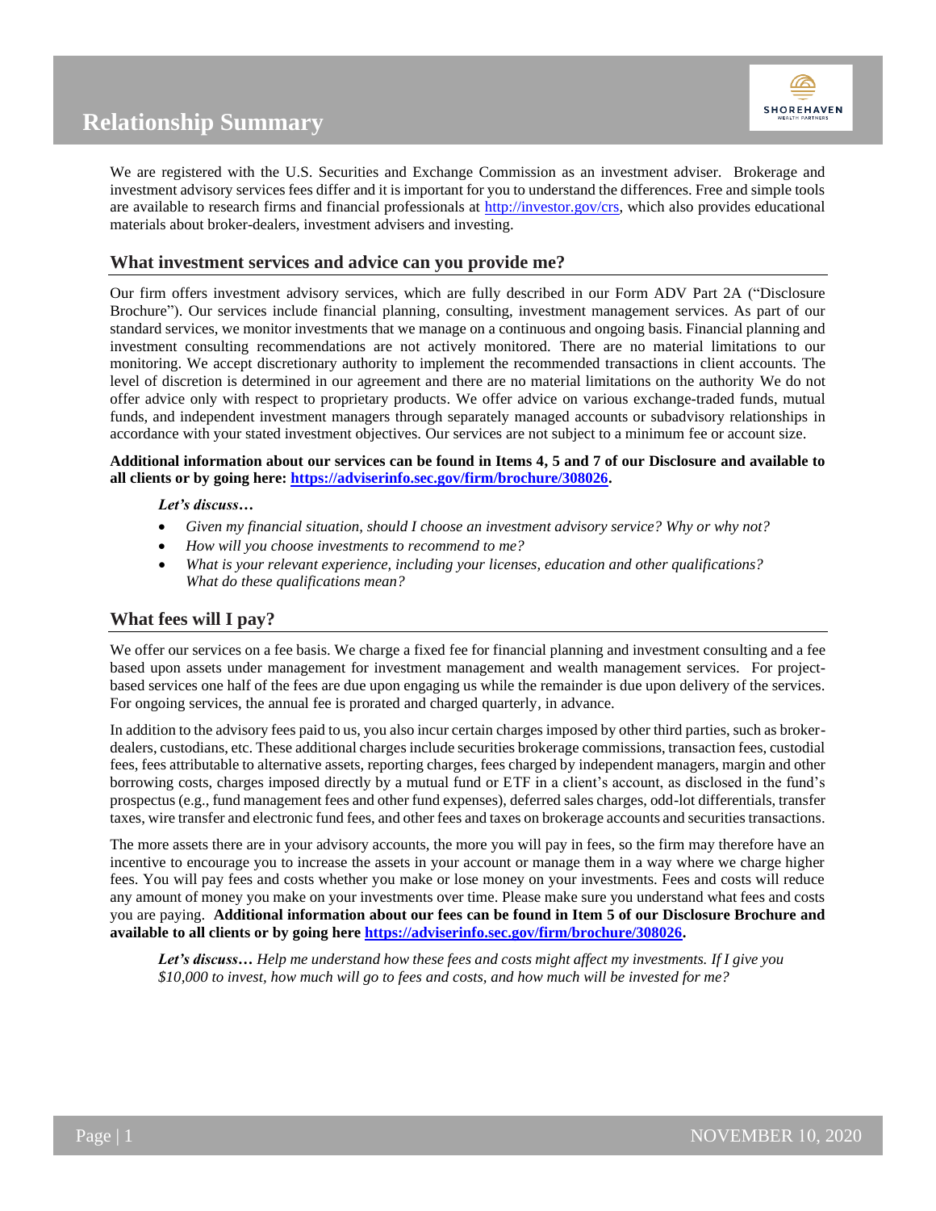# Relationship Summary

We are registered with the U.S. Securities and Exchange Commission as an investment adviser. Brokerage and investment advisory services fees differ and it is important for you to understand the differences. Free and simple tools are available to research firms and financial professionals at http://investor.gov/crs, which also provides educational materials about broker-dealers, investment advisers and investing.

## What investment services and advice can you provide me?

Our firm offers investment advisory services, which are fully described in our Form ADV Part 2A ("Disclosure Brochure"). Our services include financial planning, consulting, investment management services. As part of our standard services, we monitor investments that we manage on a continuous and ongoing basis. Financial planning and investment consulting recommendations are not actively monitored. There are no material limitations to our monitoring. We accept discretionary authority to implement the recommended transactions in client accounts. The level of discretion is determined in our agreement and there are no material limitations on the authority We do not offer advice only with respect to proprietary products. We offer advice on various exchange-traded funds, mutual funds, and independent investment managers through separately managed accounts or subadvisory relationships in accordance with your stated investment objectives. Our services are not subject to a minimum fee or account size.

**Additional information about our services can be found in Items 4, 5 and 7 of our Disclosure and available to all clients or by going here: https://adviserinfo.sec.gov/firm/brochure/308026.**

***Let's discuss…***

- *Given my financial situation, should I choose an investment advisory service? Why or why not?*
- *How will you choose investments to recommend to me?*
- *What is your relevant experience, including your licenses, education and other qualifications? What do these qualifications mean?*

## What fees will I pay?

We offer our services on a fee basis. We charge a fixed fee for financial planning and investment consulting and a fee based upon assets under management for investment management and wealth management services. For project-based services one half of the fees are due upon engaging us while the remainder is due upon delivery of the services. For ongoing services, the annual fee is prorated and charged quarterly, in advance.

In addition to the advisory fees paid to us, you also incur certain charges imposed by other third parties, such as broker-dealers, custodians, etc. These additional charges include securities brokerage commissions, transaction fees, custodial fees, fees attributable to alternative assets, reporting charges, fees charged by independent managers, margin and other borrowing costs, charges imposed directly by a mutual fund or ETF in a client's account, as disclosed in the fund's prospectus (e.g., fund management fees and other fund expenses), deferred sales charges, odd-lot differentials, transfer taxes, wire transfer and electronic fund fees, and other fees and taxes on brokerage accounts and securities transactions.

The more assets there are in your advisory accounts, the more you will pay in fees, so the firm may therefore have an incentive to encourage you to increase the assets in your account or manage them in a way where we charge higher fees. You will pay fees and costs whether you make or lose money on your investments. Fees and costs will reduce any amount of money you make on your investments over time. Please make sure you understand what fees and costs you are paying. **Additional information about our fees can be found in Item 5 of our Disclosure Brochure and available to all clients or by going here https://adviserinfo.sec.gov/firm/brochure/308026.**

***Let's discuss…*** *Help me understand how these fees and costs might affect my investments. If I give you $10,000 to invest, how much will go to fees and costs, and how much will be invested for me?*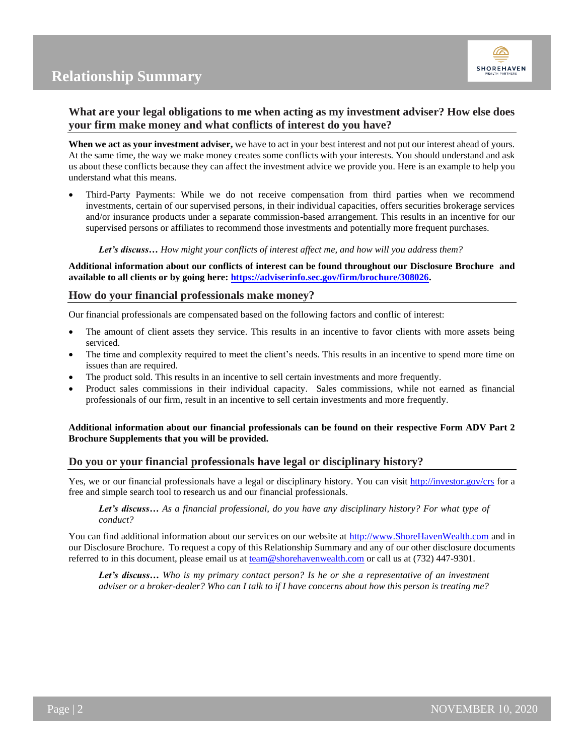# Relationship Summary

## What are your legal obligations to me when acting as my investment adviser? How else does your firm make money and what conflicts of interest do you have?

**When we act as your investment adviser,** we have to act in your best interest and not put our interest ahead of yours. At the same time, the way we make money creates some conflicts with your interests. You should understand and ask us about these conflicts because they can affect the investment advice we provide you. Here is an example to help you understand what this means.

- Third-Party Payments: While we do not receive compensation from third parties when we recommend investments, certain of our supervised persons, in their individual capacities, offers securities brokerage services and/or insurance products under a separate commission-based arrangement. This results in an incentive for our supervised persons or affiliates to recommend those investments and potentially more frequent purchases.

> ***Let's discuss…*** *How might your conflicts of interest affect me, and how will you address them?*

**Additional information about our conflicts of interest can be found throughout our Disclosure Brochure and available to all clients or by going here: https://adviserinfo.sec.gov/firm/brochure/308026.**

## How do your financial professionals make money?

Our financial professionals are compensated based on the following factors and conflic of interest:

- The amount of client assets they service. This results in an incentive to favor clients with more assets being serviced.
- The time and complexity required to meet the client's needs. This results in an incentive to spend more time on issues than are required.
- The product sold. This results in an incentive to sell certain investments and more frequently.
- Product sales commissions in their individual capacity. Sales commissions, while not earned as financial professionals of our firm, result in an incentive to sell certain investments and more frequently.

**Additional information about our financial professionals can be found on their respective Form ADV Part 2 Brochure Supplements that you will be provided.**

## Do you or your financial professionals have legal or disciplinary history?

Yes, we or our financial professionals have a legal or disciplinary history. You can visit http://investor.gov/crs for a free and simple search tool to research us and our financial professionals.

> ***Let's discuss…*** *As a financial professional, do you have any disciplinary history? For what type of conduct?*

You can find additional information about our services on our website at http://www.ShoreHavenWealth.com and in our Disclosure Brochure. To request a copy of this Relationship Summary and any of our other disclosure documents referred to in this document, please email us at team@shorehavenwealth.com or call us at (732) 447-9301.

> ***Let's discuss…*** *Who is my primary contact person? Is he or she a representative of an investment adviser or a broker-dealer? Who can I talk to if I have concerns about how this person is treating me?*

NOVEMBER 10, 2020